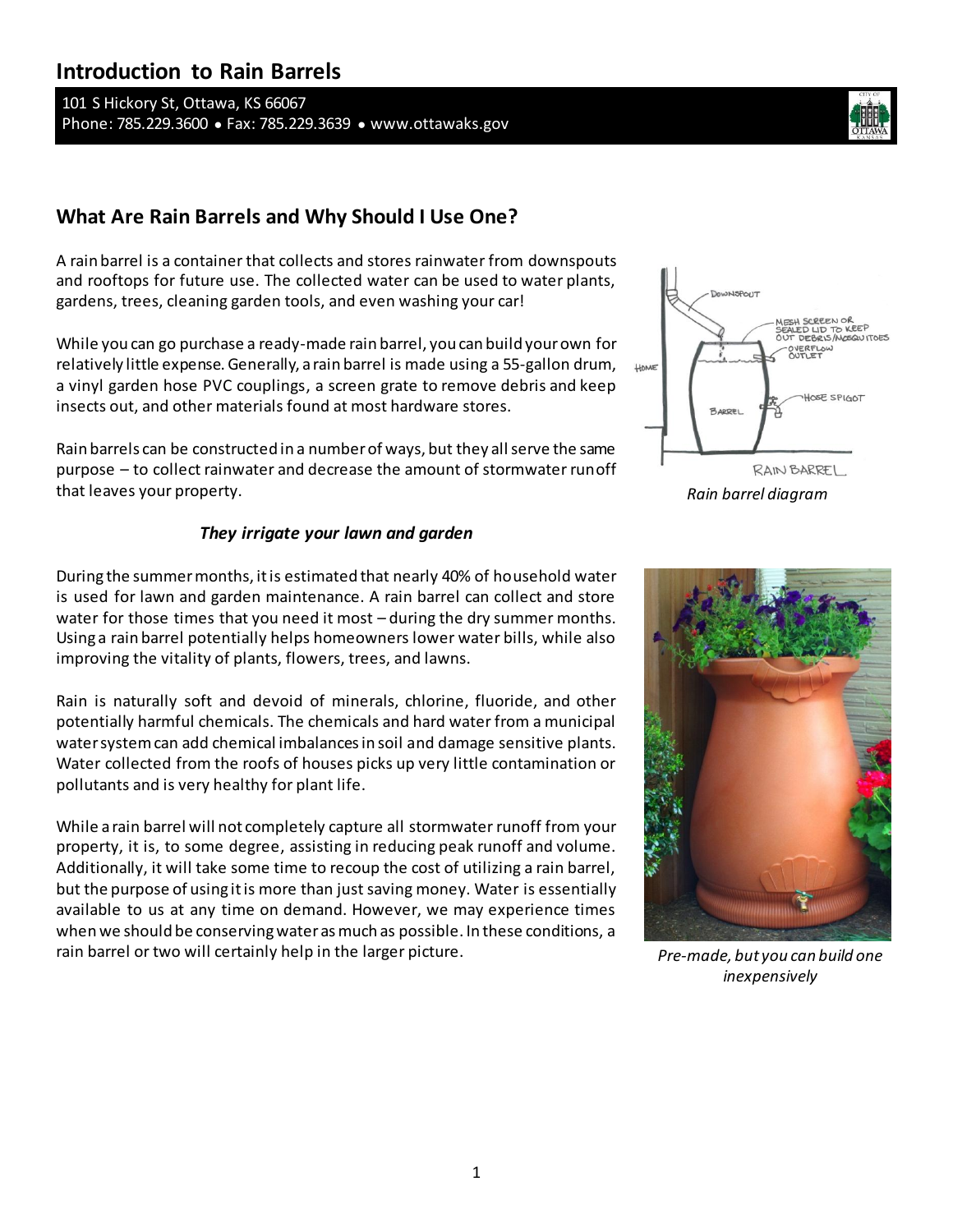# Introduction to Rain Barrels

101 S Hickory St, Ottawa, KS 66067
Phone: 785.229.3600 • Fax: 785.229.3639 • www.ottawaks.gov

## What Are Rain Barrels and Why Should I Use One?

A rain barrel is a container that collects and stores rainwater from downspouts and rooftops for future use. The collected water can be used to water plants, gardens, trees, cleaning garden tools, and even washing your car!

While you can go purchase a ready-made rain barrel, you can build your own for relatively little expense. Generally, a rain barrel is made using a 55-gallon drum, a vinyl garden hose PVC couplings, a screen grate to remove debris and keep insects out, and other materials found at most hardware stores.

Rain barrels can be constructed in a number of ways, but they all serve the same purpose – to collect rainwater and decrease the amount of stormwater runoff that leaves your property.

*Rain barrel diagram*

### *They irrigate your lawn and garden*

During the summer months, it is estimated that nearly 40% of household water is used for lawn and garden maintenance. A rain barrel can collect and store water for those times that you need it most – during the dry summer months. Using a rain barrel potentially helps homeowners lower water bills, while also improving the vitality of plants, flowers, trees, and lawns.

Rain is naturally soft and devoid of minerals, chlorine, fluoride, and other potentially harmful chemicals. The chemicals and hard water from a municipal water system can add chemical imbalances in soil and damage sensitive plants. Water collected from the roofs of houses picks up very little contamination or pollutants and is very healthy for plant life.

While a rain barrel will not completely capture all stormwater runoff from your property, it is, to some degree, assisting in reducing peak runoff and volume. Additionally, it will take some time to recoup the cost of utilizing a rain barrel, but the purpose of using it is more than just saving money. Water is essentially available to us at any time on demand. However, we may experience times when we should be conserving water as much as possible. In these conditions, a rain barrel or two will certainly help in the larger picture.

*Pre-made, but you can build one inexpensively*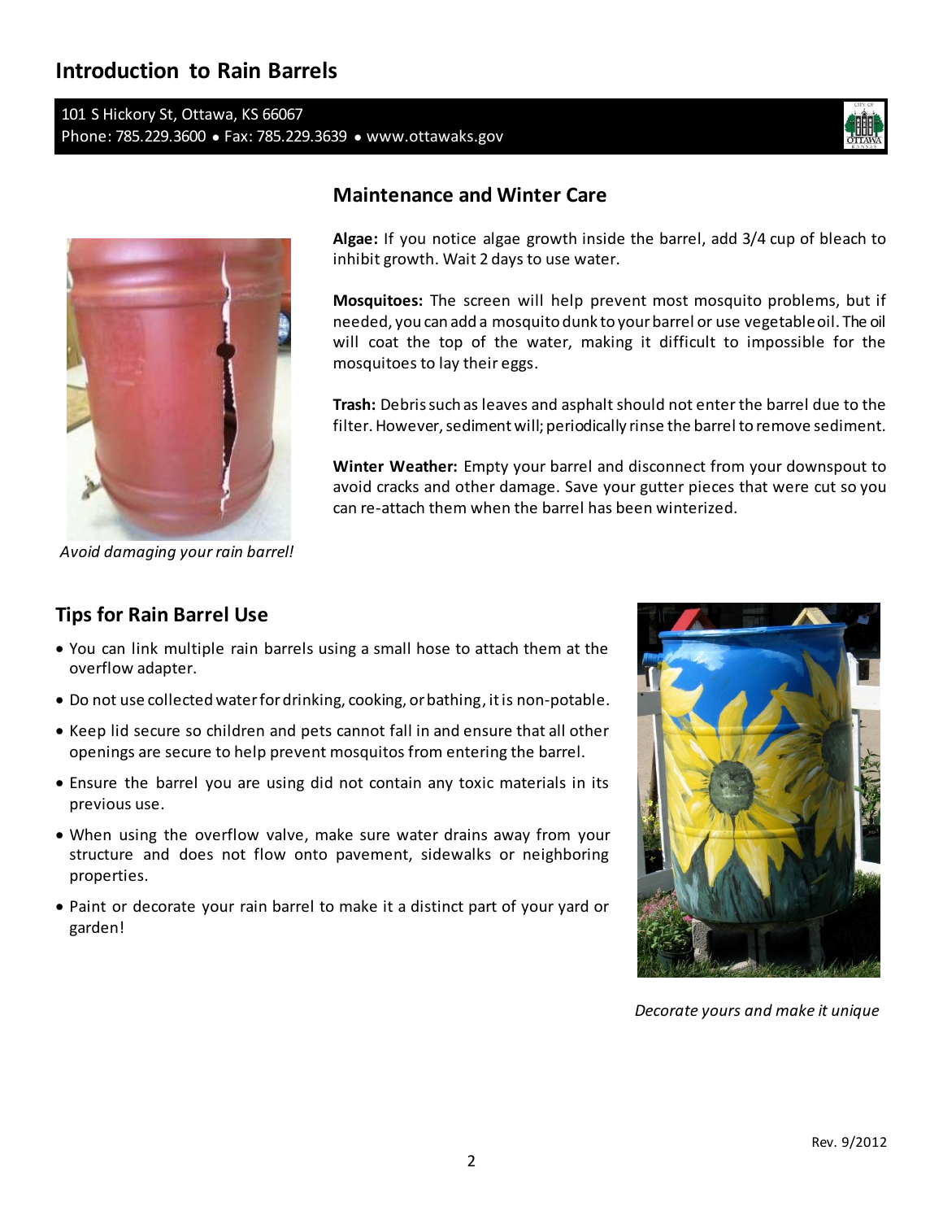## Introduction to Rain Barrels

101 S Hickory St, Ottawa, KS 66067
Phone: 785.229.3600 • Fax: 785.229.3639 • www.ottawaks.gov

### Maintenance and Winter Care

**Algae:** If you notice algae growth inside the barrel, add 3/4 cup of bleach to inhibit growth. Wait 2 days to use water.

**Mosquitoes:** The screen will help prevent most mosquito problems, but if needed, you can add a mosquito dunk to your barrel or use vegetable oil. The oil will coat the top of the water, making it difficult to impossible for the mosquitoes to lay their eggs.

**Trash:** Debris such as leaves and asphalt should not enter the barrel due to the filter. However, sediment will; periodically rinse the barrel to remove sediment.

**Winter Weather:** Empty your barrel and disconnect from your downspout to avoid cracks and other damage. Save your gutter pieces that were cut so you can re-attach them when the barrel has been winterized.

*Avoid damaging your rain barrel!*

### Tips for Rain Barrel Use

- You can link multiple rain barrels using a small hose to attach them at the overflow adapter.
- Do not use collected water for drinking, cooking, or bathing, it is non-potable.
- Keep lid secure so children and pets cannot fall in and ensure that all other openings are secure to help prevent mosquitos from entering the barrel.
- Ensure the barrel you are using did not contain any toxic materials in its previous use.
- When using the overflow valve, make sure water drains away from your structure and does not flow onto pavement, sidewalks or neighboring properties.
- Paint or decorate your rain barrel to make it a distinct part of your yard or garden!

*Decorate yours and make it unique*

Rev. 9/2012